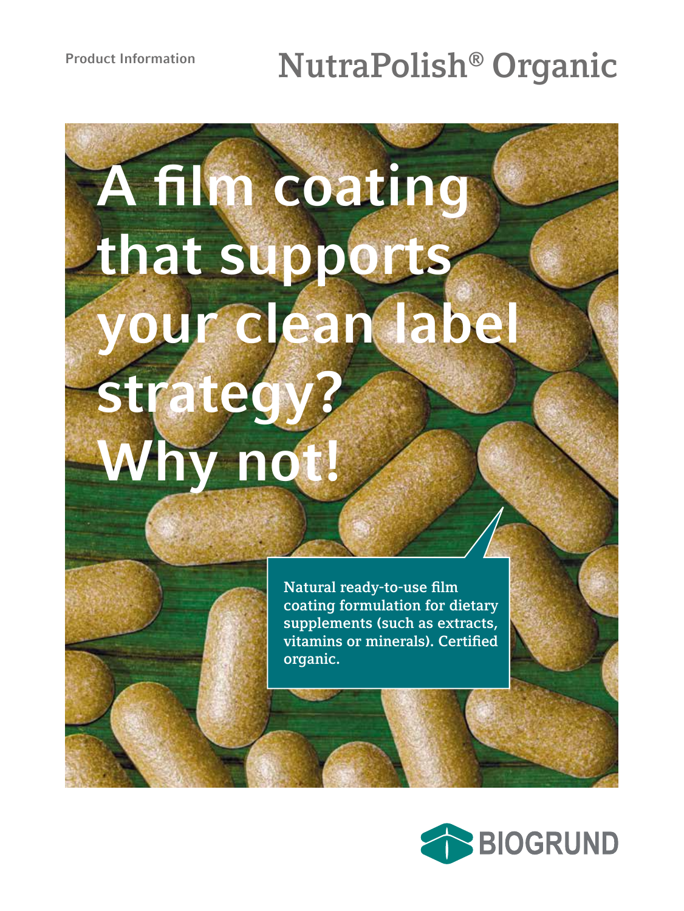Product Information

# NutraPolish® Organic

# A film coating that supports your clean label strategy? Why not!

**Natural ready-to-use film coating formulation for dietary supplements (such as extracts, vitamins or minerals). Certified organic.**

BIOGRUND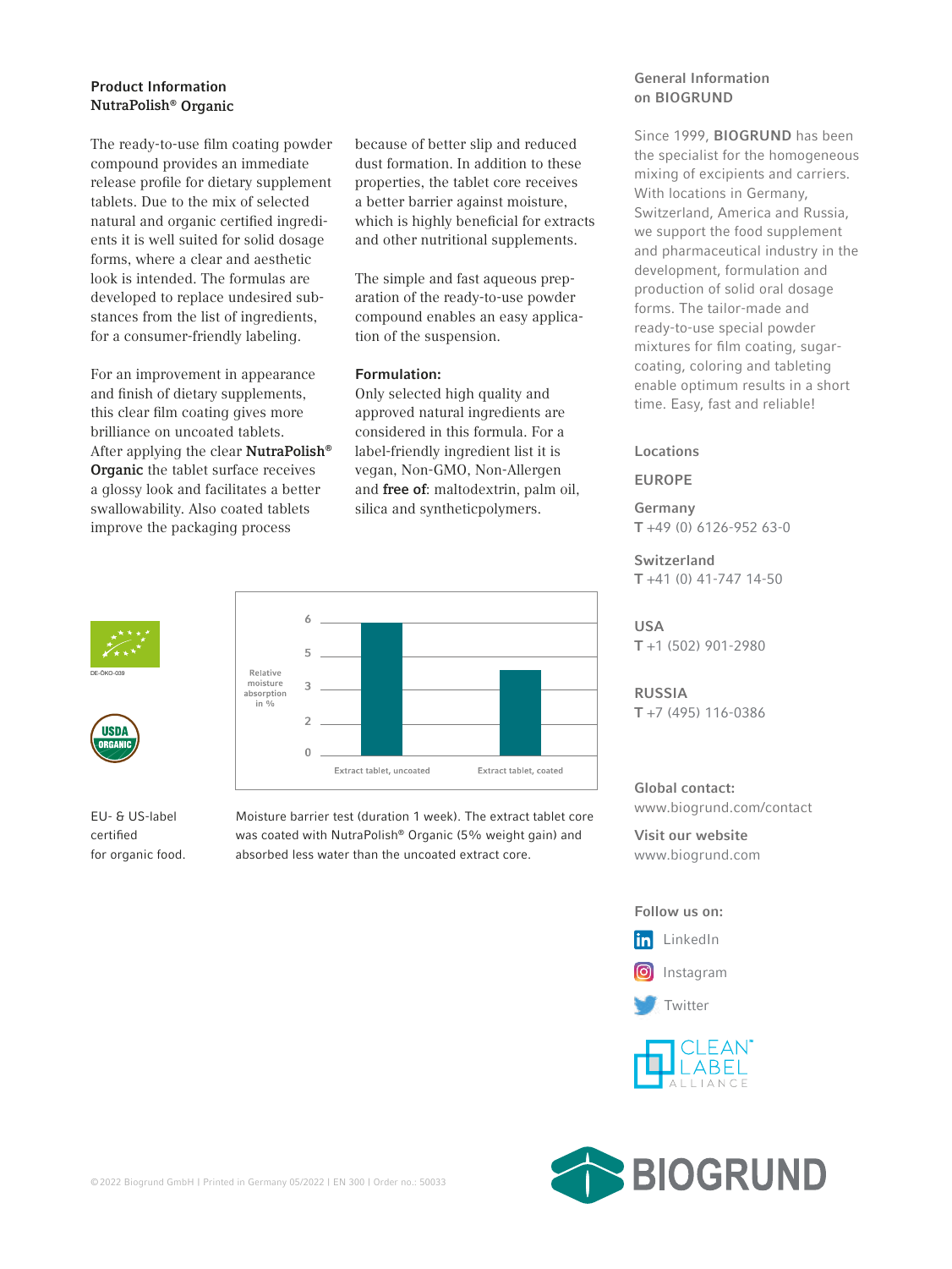## Product Information
## NutraPolish® Organic

The ready-to-use film coating powder compound provides an immediate release profile for dietary supplement tablets. Due to the mix of selected natural and organic certified ingredients it is well suited for solid dosage forms, where a clear and aesthetic look is intended. The formulas are developed to replace undesired substances from the list of ingredients, for a consumer-friendly labeling.

For an improvement in appearance and finish of dietary supplements, this clear film coating gives more brilliance on uncoated tablets. After applying the clear **NutraPolish® Organic** the tablet surface receives a glossy look and facilitates a better swallowability. Also coated tablets improve the packaging process because of better slip and reduced dust formation. In addition to these properties, the tablet core receives a better barrier against moisture, which is highly beneficial for extracts and other nutritional supplements.

The simple and fast aqueous preparation of the ready-to-use powder compound enables an easy application of the suspension.

**Formulation:**
Only selected high quality and approved natural ingredients are considered in this formula. For a label-friendly ingredient list it is vegan, Non-GMO, Non-Allergen and **free of**: maltodextrin, palm oil, silica and syntheticpolymers.

DE-ÖKO-039

USDA ORGANIC

EU- & US-label certified for organic food.

Relative moisture absorption in %

6
5
3
2
0

Extract tablet, uncoated
Extract tablet, coated

Moisture barrier test (duration 1 week). The extract tablet core was coated with NutraPolish® Organic (5% weight gain) and absorbed less water than the uncoated extract core.

## General Information on BIOGRUND

Since 1999, **BIOGRUND** has been the specialist for the homogeneous mixing of excipients and carriers. With locations in Germany, Switzerland, America and Russia, we support the food supplement and pharmaceutical industry in the development, formulation and production of solid oral dosage forms. The tailor-made and ready-to-use special powder mixtures for film coating, sugar-coating, coloring and tableting enable optimum results in a short time. Easy, fast and reliable!

### Locations

**EUROPE**

**Germany**
**T** +49 (0) 6126-952 63-0

**Switzerland**
**T** +41 (0) 41-747 14-50

**USA**
**T** +1 (502) 901-2980

**RUSSIA**
**T** +7 (495) 116-0386

**Global contact:**
www.biogrund.com/contact

**Visit our website**
www.biogrund.com

**Follow us on:**
LinkedIn
Instagram
Twitter

CLEAN LABEL ALLIANCE

BIOGRUND

©2022 Biogrund GmbH | Printed in Germany 05/2022 | EN 300 | Order no.: 50033